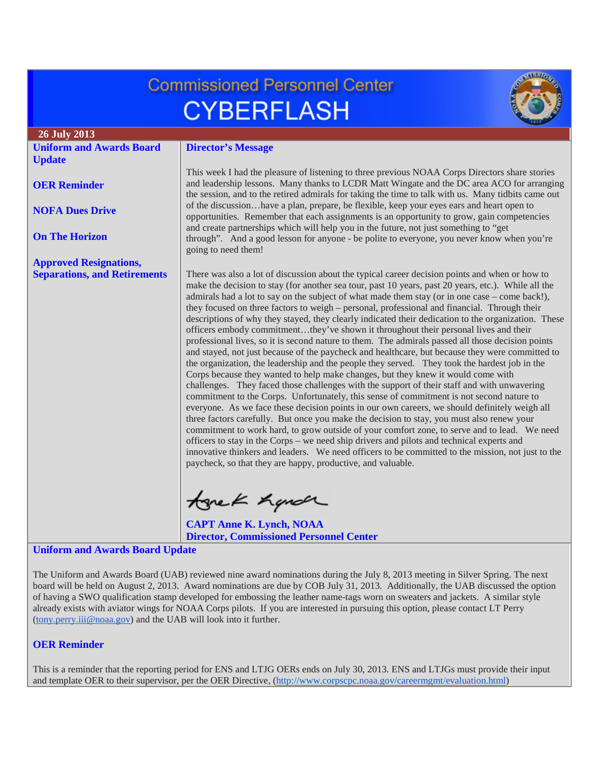# Commissioned Personnel Center
# CYBERFLASH

**26 July 2013**

- **Uniform and Awards Board Update**
- **OER Reminder**
- **NOFA Dues Drive**
- **On The Horizon**
- **Approved Resignations, Separations, and Retirements**

## Director's Message

This week I had the pleasure of listening to three previous NOAA Corps Directors share stories and leadership lessons. Many thanks to LCDR Matt Wingate and the DC area ACO for arranging the session, and to the retired admirals for taking the time to talk with us. Many tidbits came out of the discussion…have a plan, prepare, be flexible, keep your eyes ears and heart open to opportunities. Remember that each assignments is an opportunity to grow, gain competencies and create partnerships which will help you in the future, not just something to "get through". And a good lesson for anyone - be polite to everyone, you never know when you're going to need them!

There was also a lot of discussion about the typical career decision points and when or how to make the decision to stay (for another sea tour, past 10 years, past 20 years, etc.). While all the admirals had a lot to say on the subject of what made them stay (or in one case – come back!), they focused on three factors to weigh – personal, professional and financial. Through their descriptions of why they stayed, they clearly indicated their dedication to the organization. These officers embody commitment…they've shown it throughout their personal lives and their professional lives, so it is second nature to them. The admirals passed all those decision points and stayed, not just because of the paycheck and healthcare, but because they were committed to the organization, the leadership and the people they served. They took the hardest job in the Corps because they wanted to help make changes, but they knew it would come with challenges. They faced those challenges with the support of their staff and with unwavering commitment to the Corps. Unfortunately, this sense of commitment is not second nature to everyone. As we face these decision points in our own careers, we should definitely weigh all three factors carefully. But once you make the decision to stay, you must also renew your commitment to work hard, to grow outside of your comfort zone, to serve and to lead. We need officers to stay in the Corps – we need ship drivers and pilots and technical experts and innovative thinkers and leaders. We need officers to be committed to the mission, not just to the paycheck, so that they are happy, productive, and valuable.

**CAPT Anne K. Lynch, NOAA**
**Director, Commissioned Personnel Center**

## Uniform and Awards Board Update

The Uniform and Awards Board (UAB) reviewed nine award nominations during the July 8, 2013 meeting in Silver Spring. The next board will be held on August 2, 2013. Award nominations are due by COB July 31, 2013. Additionally, the UAB discussed the option of having a SWO qualification stamp developed for embossing the leather name-tags worn on sweaters and jackets. A similar style already exists with aviator wings for NOAA Corps pilots. If you are interested in pursuing this option, please contact LT Perry (tony.perry.iii@noaa.gov) and the UAB will look into it further.

## OER Reminder

This is a reminder that the reporting period for ENS and LTJG OERs ends on July 30, 2013. ENS and LTJGs must provide their input and template OER to their supervisor, per the OER Directive, (http://www.corpscpc.noaa.gov/careermgmt/evaluation.html)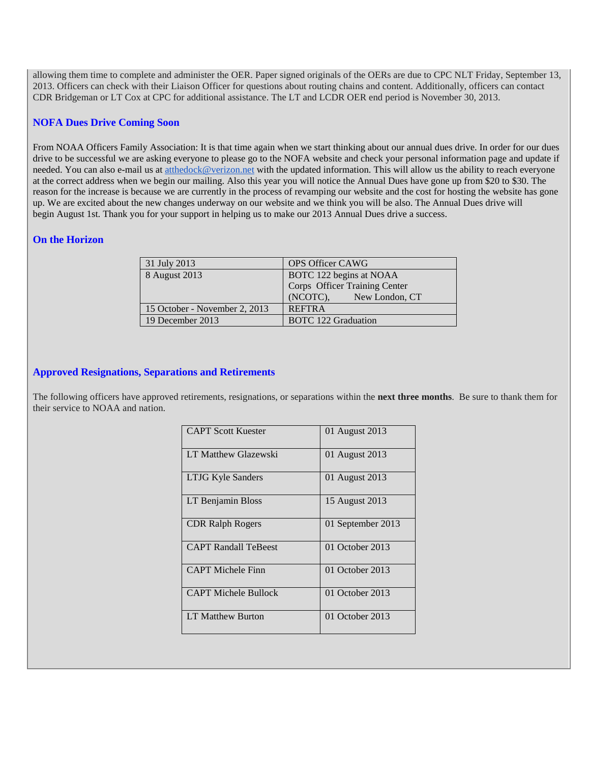allowing them time to complete and administer the OER. Paper signed originals of the OERs are due to CPC NLT Friday, September 13, 2013. Officers can check with their Liaison Officer for questions about routing chains and content. Additionally, officers can contact CDR Bridgeman or LT Cox at CPC for additional assistance. The LT and LCDR OER end period is November 30, 2013.

### NOFA Dues Drive Coming Soon

From NOAA Officers Family Association: It is that time again when we start thinking about our annual dues drive. In order for our dues drive to be successful we are asking everyone to please go to the NOFA website and check your personal information page and update if needed. You can also e-mail us at atthedock@verizon.net with the updated information. This will allow us the ability to reach everyone at the correct address when we begin our mailing. Also this year you will notice the Annual Dues have gone up from $20 to $30. The reason for the increase is because we are currently in the process of revamping our website and the cost for hosting the website has gone up. We are excited about the new changes underway on our website and we think you will be also. The Annual Dues drive will begin August 1st. Thank you for your support in helping us to make our 2013 Annual Dues drive a success.

### On the Horizon

| | |
|---|---|
| 31 July 2013 | OPS Officer CAWG |
| 8 August 2013 | BOTC 122 begins at NOAA Corps Officer Training Center (NCOTC), New London, CT |
| 15 October - November 2, 2013 | REFTRA |
| 19 December 2013 | BOTC 122 Graduation |

### Approved Resignations, Separations and Retirements

The following officers have approved retirements, resignations, or separations within the **next three months**. Be sure to thank them for their service to NOAA and nation.

| | |
|---|---|
| CAPT Scott Kuester | 01 August 2013 |
| LT Matthew Glazewski | 01 August 2013 |
| LTJG Kyle Sanders | 01 August 2013 |
| LT Benjamin Bloss | 15 August 2013 |
| CDR Ralph Rogers | 01 September 2013 |
| CAPT Randall TeBeest | 01 October 2013 |
| CAPT Michele Finn | 01 October 2013 |
| CAPT Michele Bullock | 01 October 2013 |
| LT Matthew Burton | 01 October 2013 |